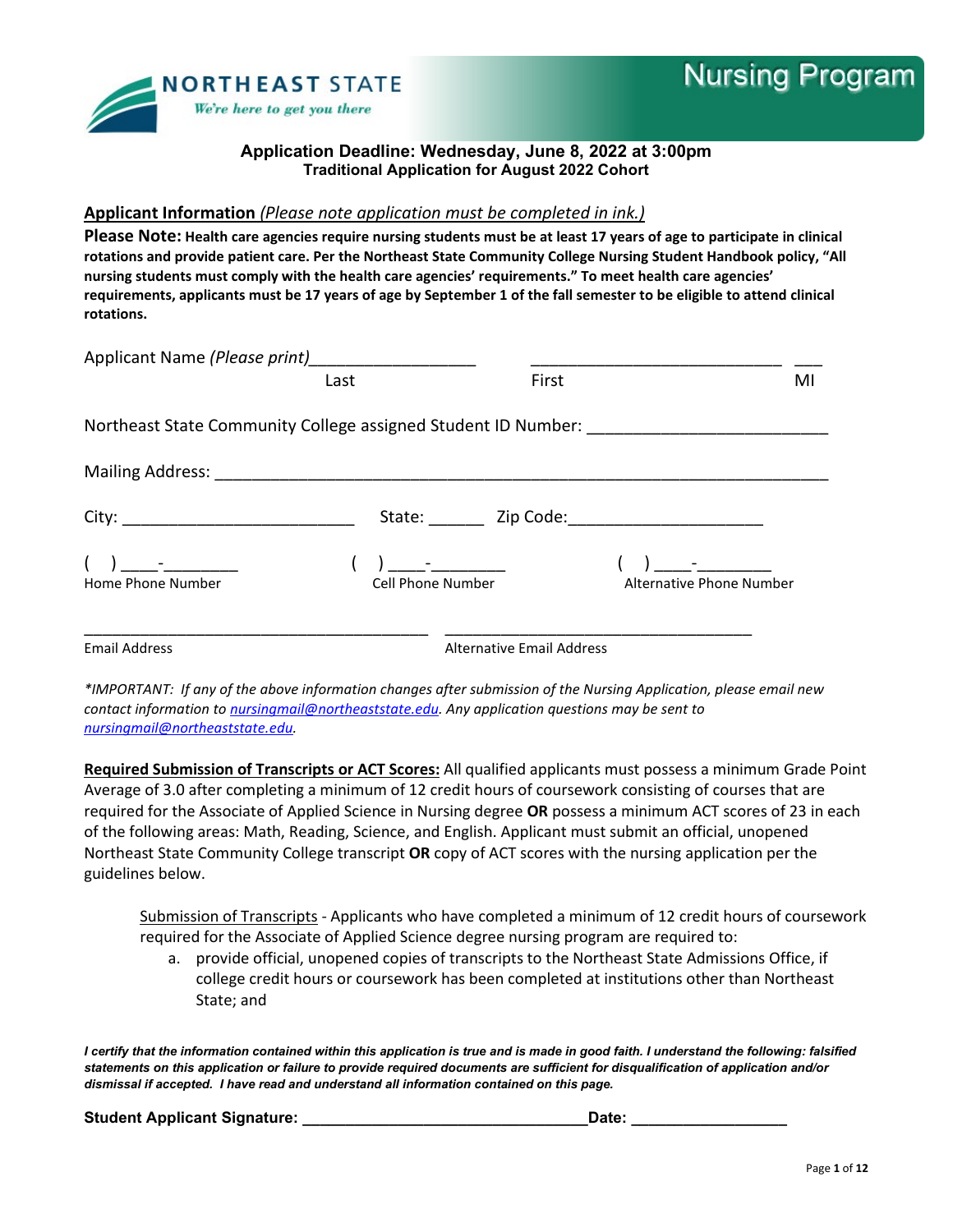NORTHEAST STATE
*We're here to get you there*

# Nursing Program

**Application Deadline: Wednesday, June 8, 2022 at 3:00pm**
**Traditional Application for August 2022 Cohort**

## Applicant Information *(Please note application must be completed in ink.)*

**Please Note: Health care agencies require nursing students must be at least 17 years of age to participate in clinical rotations and provide patient care. Per the Northeast State Community College Nursing Student Handbook policy, "All nursing students must comply with the health care agencies' requirements." To meet health care agencies' requirements, applicants must be 17 years of age by September 1 of the fall semester to be eligible to attend clinical rotations.**

Applicant Name *(Please print)*__________________ ____________________________ ___
Last First MI

Northeast State Community College assigned Student ID Number: __________________________

Mailing Address: ____________________________________________________________________

City: _________________________ State: ______ Zip Code:_____________________

( ) ____-________ ( ) ____-________ ( ) ____-________
Home Phone Number Cell Phone Number Alternative Phone Number

_______________________________________ __________________________________
Email Address Alternative Email Address

*\*IMPORTANT: If any of the above information changes after submission of the Nursing Application, please email new contact information to nursingmail@northeaststate.edu. Any application questions may be sent to nursingmail@northeaststate.edu.*

**Required Submission of Transcripts or ACT Scores:** All qualified applicants must possess a minimum Grade Point Average of 3.0 after completing a minimum of 12 credit hours of coursework consisting of courses that are required for the Associate of Applied Science in Nursing degree **OR** possess a minimum ACT scores of 23 in each of the following areas: Math, Reading, Science, and English. Applicant must submit an official, unopened Northeast State Community College transcript **OR** copy of ACT scores with the nursing application per the guidelines below.

Submission of Transcripts - Applicants who have completed a minimum of 12 credit hours of coursework required for the Associate of Applied Science degree nursing program are required to:

a. provide official, unopened copies of transcripts to the Northeast State Admissions Office, if college credit hours or coursework has been completed at institutions other than Northeast State; and

***I certify that the information contained within this application is true and is made in good faith. I understand the following: falsified statements on this application or failure to provide required documents are sufficient for disqualification of application and/or dismissal if accepted. I have read and understand all information contained on this page.***

**Student Applicant Signature: _________________________________Date: _________________**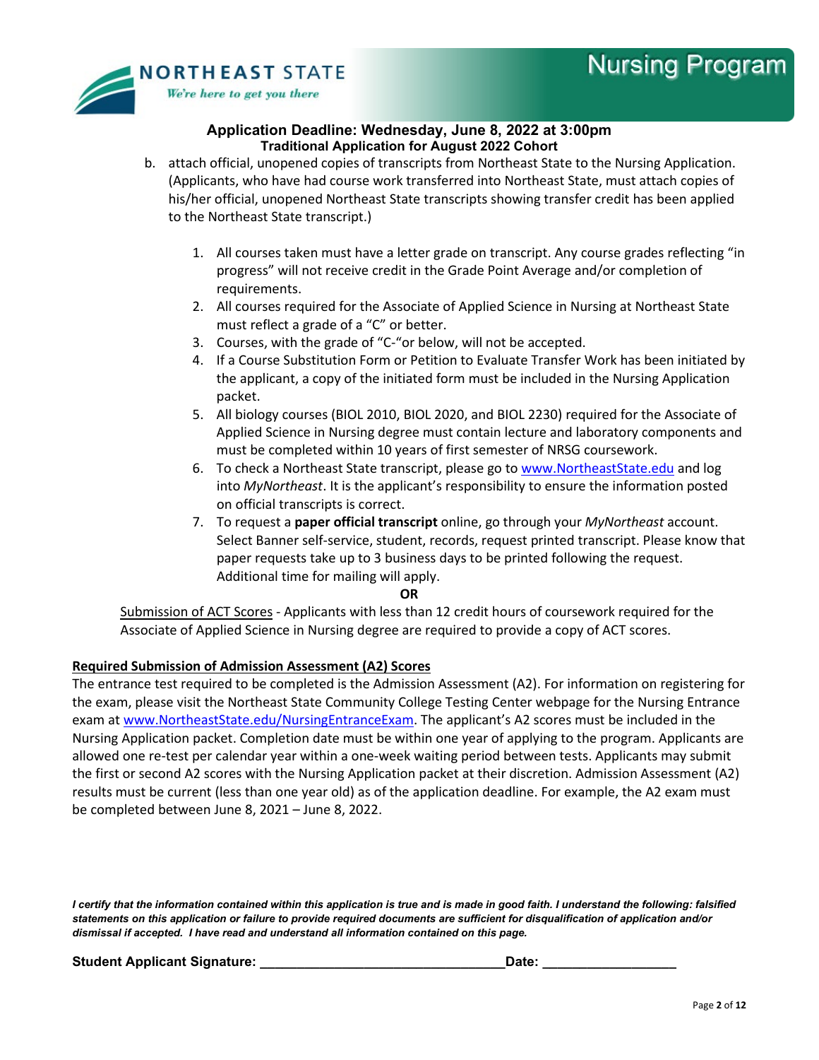**Application Deadline: Wednesday, June 8, 2022 at 3:00pm**
**Traditional Application for August 2022 Cohort**

b. attach official, unopened copies of transcripts from Northeast State to the Nursing Application. (Applicants, who have had course work transferred into Northeast State, must attach copies of his/her official, unopened Northeast State transcripts showing transfer credit has been applied to the Northeast State transcript.)

1. All courses taken must have a letter grade on transcript. Any course grades reflecting "in progress" will not receive credit in the Grade Point Average and/or completion of requirements.
2. All courses required for the Associate of Applied Science in Nursing at Northeast State must reflect a grade of a "C" or better.
3. Courses, with the grade of "C-"or below, will not be accepted.
4. If a Course Substitution Form or Petition to Evaluate Transfer Work has been initiated by the applicant, a copy of the initiated form must be included in the Nursing Application packet.
5. All biology courses (BIOL 2010, BIOL 2020, and BIOL 2230) required for the Associate of Applied Science in Nursing degree must contain lecture and laboratory components and must be completed within 10 years of first semester of NRSG coursework.
6. To check a Northeast State transcript, please go to www.NortheastState.edu and log into *MyNortheast*. It is the applicant's responsibility to ensure the information posted on official transcripts is correct.
7. To request a **paper official transcript** online, go through your *MyNortheast* account. Select Banner self-service, student, records, request printed transcript. Please know that paper requests take up to 3 business days to be printed following the request. Additional time for mailing will apply.

**OR**

Submission of ACT Scores - Applicants with less than 12 credit hours of coursework required for the Associate of Applied Science in Nursing degree are required to provide a copy of ACT scores.

**Required Submission of Admission Assessment (A2) Scores**

The entrance test required to be completed is the Admission Assessment (A2). For information on registering for the exam, please visit the Northeast State Community College Testing Center webpage for the Nursing Entrance exam at www.NortheastState.edu/NursingEntranceExam. The applicant's A2 scores must be included in the Nursing Application packet. Completion date must be within one year of applying to the program. Applicants are allowed one re-test per calendar year within a one-week waiting period between tests. Applicants may submit the first or second A2 scores with the Nursing Application packet at their discretion. Admission Assessment (A2) results must be current (less than one year old) as of the application deadline. For example, the A2 exam must be completed between June 8, 2021 – June 8, 2022.

***I certify that the information contained within this application is true and is made in good faith. I understand the following: falsified statements on this application or failure to provide required documents are sufficient for disqualification of application and/or dismissal if accepted. I have read and understand all information contained on this page.***

**Student Applicant Signature: \_\_\_\_\_\_\_\_\_\_\_\_\_\_\_\_\_\_\_\_\_\_\_\_\_\_\_\_\_\_\_\_Date: \_\_\_\_\_\_\_\_\_\_\_\_\_\_\_\_\_\_**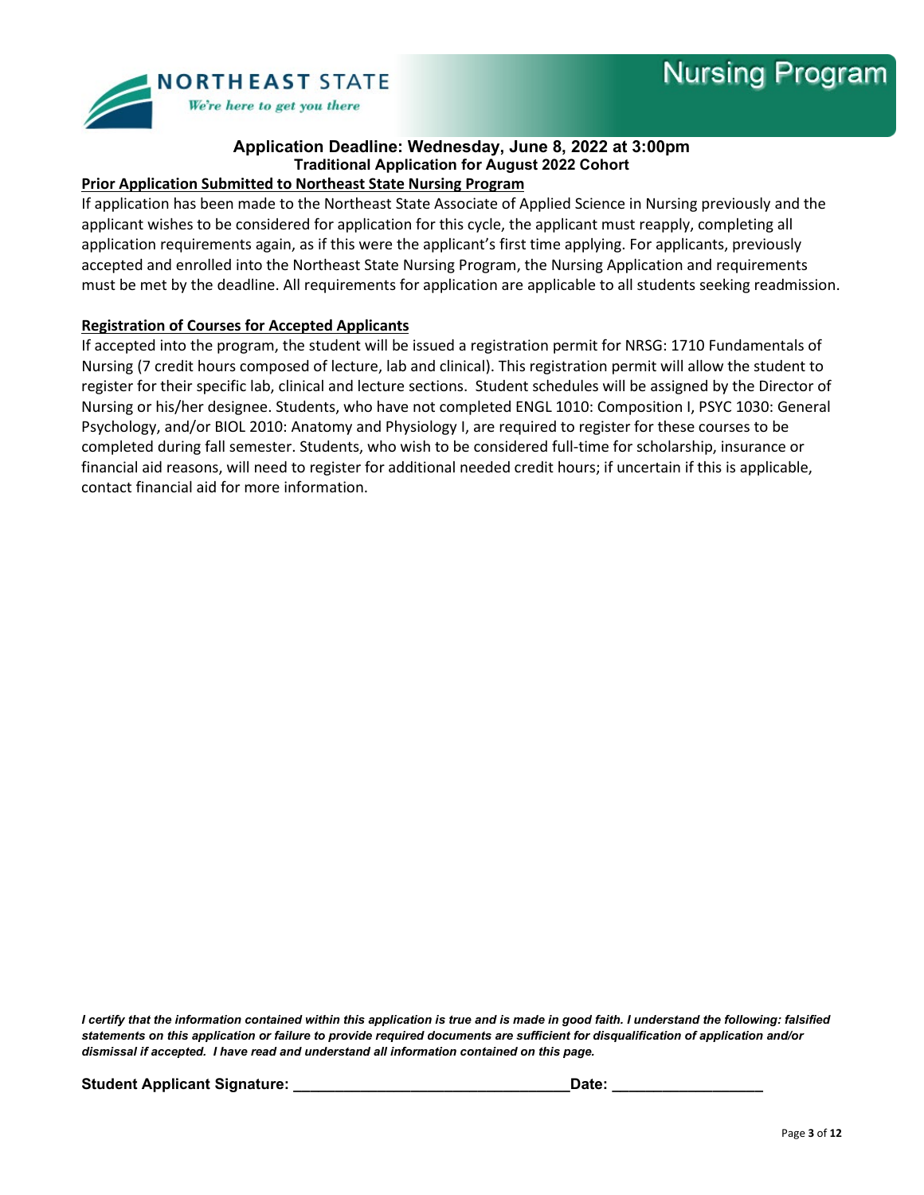**Application Deadline: Wednesday, June 8, 2022 at 3:00pm**
**Traditional Application for August 2022 Cohort**

**Prior Application Submitted to Northeast State Nursing Program**

If application has been made to the Northeast State Associate of Applied Science in Nursing previously and the applicant wishes to be considered for application for this cycle, the applicant must reapply, completing all application requirements again, as if this were the applicant's first time applying. For applicants, previously accepted and enrolled into the Northeast State Nursing Program, the Nursing Application and requirements must be met by the deadline. All requirements for application are applicable to all students seeking readmission.

**Registration of Courses for Accepted Applicants**

If accepted into the program, the student will be issued a registration permit for NRSG: 1710 Fundamentals of Nursing (7 credit hours composed of lecture, lab and clinical). This registration permit will allow the student to register for their specific lab, clinical and lecture sections. Student schedules will be assigned by the Director of Nursing or his/her designee. Students, who have not completed ENGL 1010: Composition I, PSYC 1030: General Psychology, and/or BIOL 2010: Anatomy and Physiology I, are required to register for these courses to be completed during fall semester. Students, who wish to be considered full-time for scholarship, insurance or financial aid reasons, will need to register for additional needed credit hours; if uncertain if this is applicable, contact financial aid for more information.

***I certify that the information contained within this application is true and is made in good faith. I understand the following: falsified statements on this application or failure to provide required documents are sufficient for disqualification of application and/or dismissal if accepted. I have read and understand all information contained on this page.***

**Student Applicant Signature: ________________________________Date: _________________**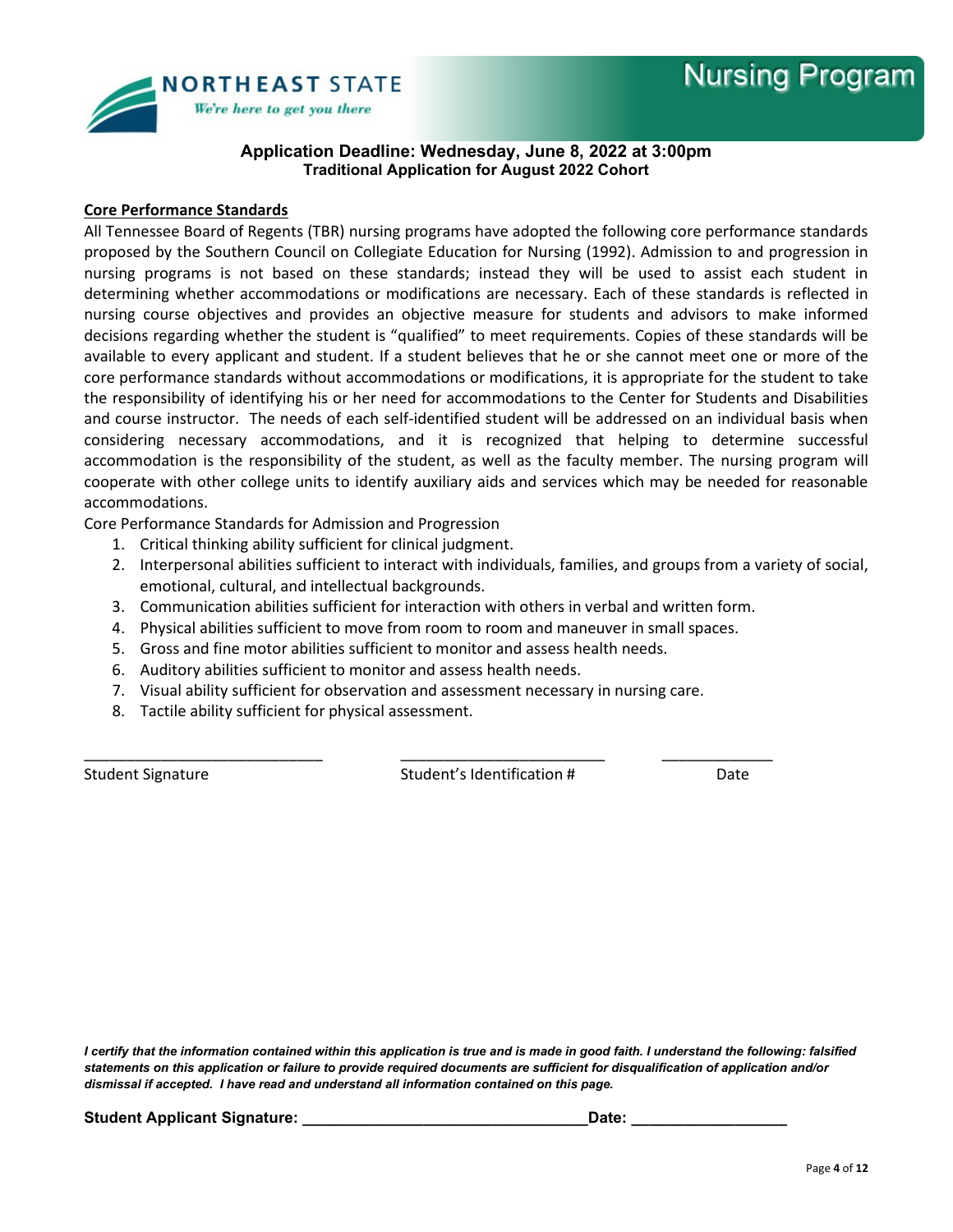**Application Deadline: Wednesday, June 8, 2022 at 3:00pm**
**Traditional Application for August 2022 Cohort**

**Core Performance Standards**

All Tennessee Board of Regents (TBR) nursing programs have adopted the following core performance standards proposed by the Southern Council on Collegiate Education for Nursing (1992). Admission to and progression in nursing programs is not based on these standards; instead they will be used to assist each student in determining whether accommodations or modifications are necessary. Each of these standards is reflected in nursing course objectives and provides an objective measure for students and advisors to make informed decisions regarding whether the student is "qualified" to meet requirements. Copies of these standards will be available to every applicant and student. If a student believes that he or she cannot meet one or more of the core performance standards without accommodations or modifications, it is appropriate for the student to take the responsibility of identifying his or her need for accommodations to the Center for Students and Disabilities and course instructor. The needs of each self-identified student will be addressed on an individual basis when considering necessary accommodations, and it is recognized that helping to determine successful accommodation is the responsibility of the student, as well as the faculty member. The nursing program will cooperate with other college units to identify auxiliary aids and services which may be needed for reasonable accommodations.

Core Performance Standards for Admission and Progression

1. Critical thinking ability sufficient for clinical judgment.
2. Interpersonal abilities sufficient to interact with individuals, families, and groups from a variety of social, emotional, cultural, and intellectual backgrounds.
3. Communication abilities sufficient for interaction with others in verbal and written form.
4. Physical abilities sufficient to move from room to room and maneuver in small spaces.
5. Gross and fine motor abilities sufficient to monitor and assess health needs.
6. Auditory abilities sufficient to monitor and assess health needs.
7. Visual ability sufficient for observation and assessment necessary in nursing care.
8. Tactile ability sufficient for physical assessment.

_____________________________ _________________________ ______________

Student Signature Student's Identification # Date

***I certify that the information contained within this application is true and is made in good faith. I understand the following: falsified statements on this application or failure to provide required documents are sufficient for disqualification of application and/or dismissal if accepted. I have read and understand all information contained on this page.***

**Student Applicant Signature: _________________________________Date: _________________**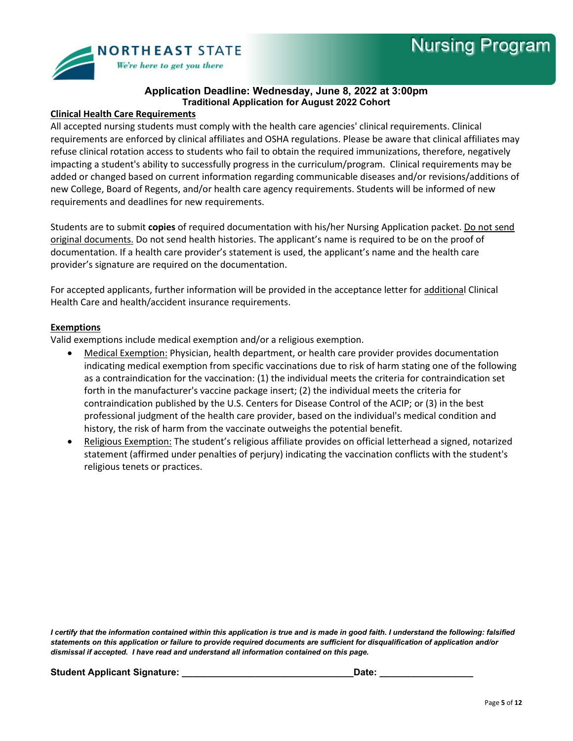**Application Deadline: Wednesday, June 8, 2022 at 3:00pm**
**Traditional Application for August 2022 Cohort**

## Clinical Health Care Requirements

All accepted nursing students must comply with the health care agencies' clinical requirements. Clinical requirements are enforced by clinical affiliates and OSHA regulations. Please be aware that clinical affiliates may refuse clinical rotation access to students who fail to obtain the required immunizations, therefore, negatively impacting a student's ability to successfully progress in the curriculum/program. Clinical requirements may be added or changed based on current information regarding communicable diseases and/or revisions/additions of new College, Board of Regents, and/or health care agency requirements. Students will be informed of new requirements and deadlines for new requirements.

Students are to submit **copies** of required documentation with his/her Nursing Application packet. Do not send original documents. Do not send health histories. The applicant's name is required to be on the proof of documentation. If a health care provider's statement is used, the applicant's name and the health care provider's signature are required on the documentation.

For accepted applicants, further information will be provided in the acceptance letter for additional Clinical Health Care and health/accident insurance requirements.

## Exemptions

Valid exemptions include medical exemption and/or a religious exemption.

- Medical Exemption: Physician, health department, or health care provider provides documentation indicating medical exemption from specific vaccinations due to risk of harm stating one of the following as a contraindication for the vaccination: (1) the individual meets the criteria for contraindication set forth in the manufacturer's vaccine package insert; (2) the individual meets the criteria for contraindication published by the U.S. Centers for Disease Control of the ACIP; or (3) in the best professional judgment of the health care provider, based on the individual's medical condition and history, the risk of harm from the vaccinate outweighs the potential benefit.
- Religious Exemption: The student's religious affiliate provides on official letterhead a signed, notarized statement (affirmed under penalties of perjury) indicating the vaccination conflicts with the student's religious tenets or practices.

***I certify that the information contained within this application is true and is made in good faith. I understand the following: falsified statements on this application or failure to provide required documents are sufficient for disqualification of application and/or dismissal if accepted. I have read and understand all information contained on this page.***

**Student Applicant Signature:** ________________________________**Date:** _________________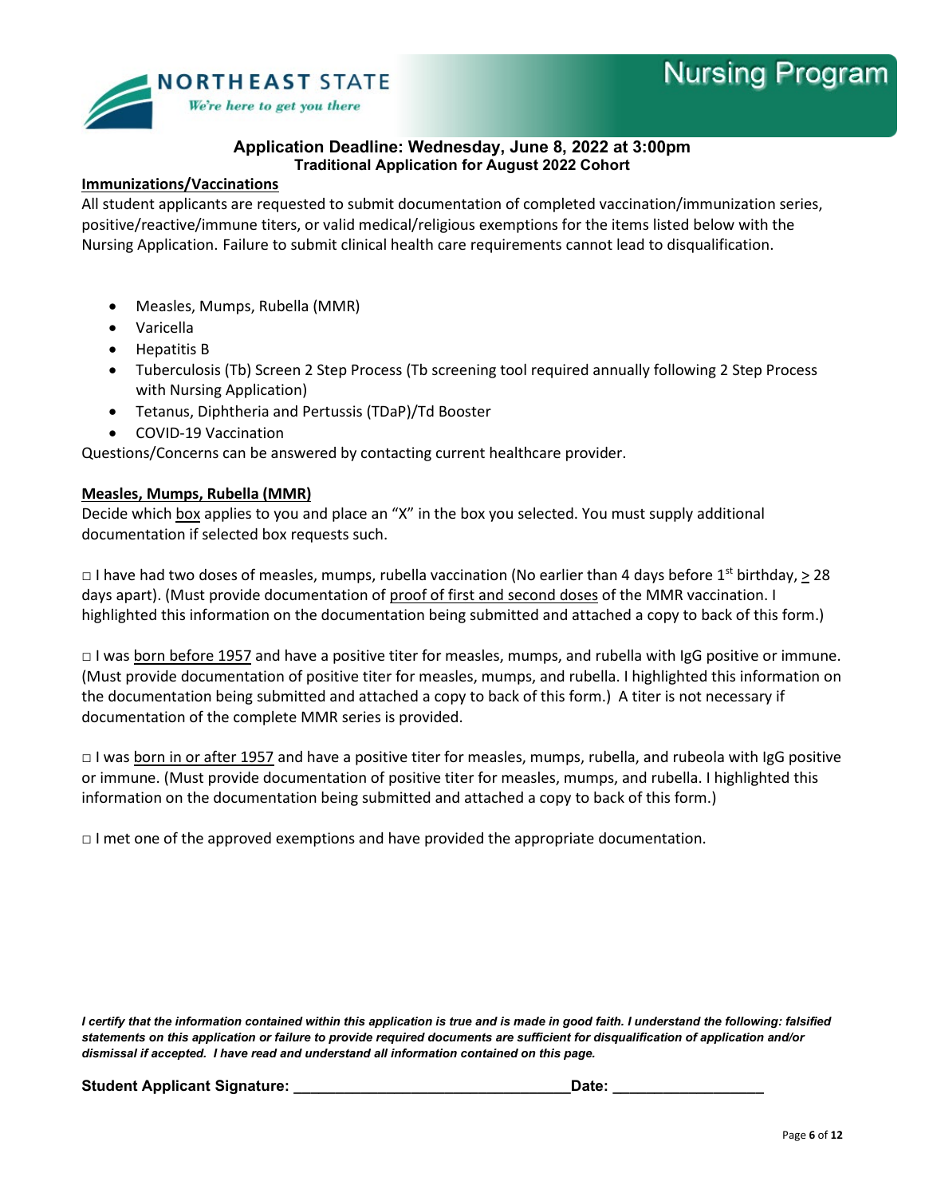**Application Deadline: Wednesday, June 8, 2022 at 3:00pm**
**Traditional Application for August 2022 Cohort**

## Immunizations/Vaccinations

All student applicants are requested to submit documentation of completed vaccination/immunization series, positive/reactive/immune titers, or valid medical/religious exemptions for the items listed below with the Nursing Application. Failure to submit clinical health care requirements cannot lead to disqualification.

- Measles, Mumps, Rubella (MMR)
- Varicella
- Hepatitis B
- Tuberculosis (Tb) Screen 2 Step Process (Tb screening tool required annually following 2 Step Process with Nursing Application)
- Tetanus, Diphtheria and Pertussis (TDaP)/Td Booster
- COVID-19 Vaccination

Questions/Concerns can be answered by contacting current healthcare provider.

## Measles, Mumps, Rubella (MMR)

Decide which box applies to you and place an "X" in the box you selected. You must supply additional documentation if selected box requests such.

□ I have had two doses of measles, mumps, rubella vaccination (No earlier than 4 days before 1st birthday, ≥ 28 days apart). (Must provide documentation of proof of first and second doses of the MMR vaccination. I highlighted this information on the documentation being submitted and attached a copy to back of this form.)

□ I was born before 1957 and have a positive titer for measles, mumps, and rubella with IgG positive or immune. (Must provide documentation of positive titer for measles, mumps, and rubella. I highlighted this information on the documentation being submitted and attached a copy to back of this form.) A titer is not necessary if documentation of the complete MMR series is provided.

□ I was born in or after 1957 and have a positive titer for measles, mumps, rubella, and rubeola with IgG positive or immune. (Must provide documentation of positive titer for measles, mumps, and rubella. I highlighted this information on the documentation being submitted and attached a copy to back of this form.)

□ I met one of the approved exemptions and have provided the appropriate documentation.

***I certify that the information contained within this application is true and is made in good faith. I understand the following: falsified statements on this application or failure to provide required documents are sufficient for disqualification of application and/or dismissal if accepted. I have read and understand all information contained on this page.***

**Student Applicant Signature:** ________________________________ **Date:** _________________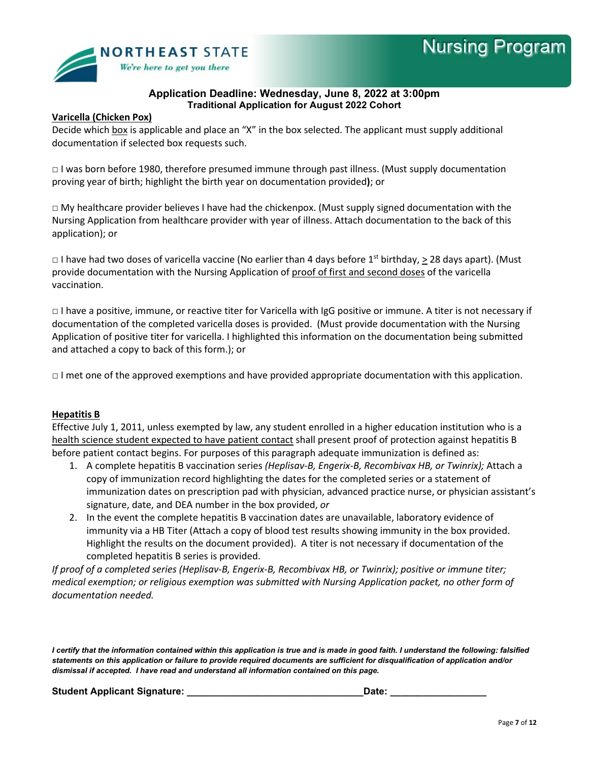**Application Deadline: Wednesday, June 8, 2022 at 3:00pm**
**Traditional Application for August 2022 Cohort**

**Varicella (Chicken Pox)**

Decide which box is applicable and place an "X" in the box selected. The applicant must supply additional documentation if selected box requests such.

□ I was born before 1980, therefore presumed immune through past illness. (Must supply documentation proving year of birth; highlight the birth year on documentation provided**)**; or

□ My healthcare provider believes I have had the chickenpox. (Must supply signed documentation with the Nursing Application from healthcare provider with year of illness. Attach documentation to the back of this application); or

□ I have had two doses of varicella vaccine (No earlier than 4 days before 1st birthday, $\geq$ 28 days apart). (Must provide documentation with the Nursing Application of proof of first and second doses of the varicella vaccination.

□ I have a positive, immune, or reactive titer for Varicella with IgG positive or immune. A titer is not necessary if documentation of the completed varicella doses is provided. (Must provide documentation with the Nursing Application of positive titer for varicella. I highlighted this information on the documentation being submitted and attached a copy to back of this form.); or

□ I met one of the approved exemptions and have provided appropriate documentation with this application.

**Hepatitis B**

Effective July 1, 2011, unless exempted by law, any student enrolled in a higher education institution who is a health science student expected to have patient contact shall present proof of protection against hepatitis B before patient contact begins. For purposes of this paragraph adequate immunization is defined as:

1. A complete hepatitis B vaccination series *(Heplisav-B, Engerix-B, Recombivax HB, or Twinrix);* Attach a copy of immunization record highlighting the dates for the completed series or a statement of immunization dates on prescription pad with physician, advanced practice nurse, or physician assistant's signature, date, and DEA number in the box provided, *or*
2. In the event the complete hepatitis B vaccination dates are unavailable, laboratory evidence of immunity via a HB Titer (Attach a copy of blood test results showing immunity in the box provided. Highlight the results on the document provided). A titer is not necessary if documentation of the completed hepatitis B series is provided.

*If proof of a completed series (Heplisav-B, Engerix-B, Recombivax HB, or Twinrix); positive or immune titer; medical exemption; or religious exemption was submitted with Nursing Application packet, no other form of documentation needed.*

***I certify that the information contained within this application is true and is made in good faith. I understand the following: falsified statements on this application or failure to provide required documents are sufficient for disqualification of application and/or dismissal if accepted. I have read and understand all information contained on this page.***

**Student Applicant Signature:** \_\_\_\_\_\_\_\_\_\_\_\_\_\_\_\_\_\_\_\_\_\_\_\_\_\_\_\_\_\_\_\_ **Date:** \_\_\_\_\_\_\_\_\_\_\_\_\_\_\_\_\_\_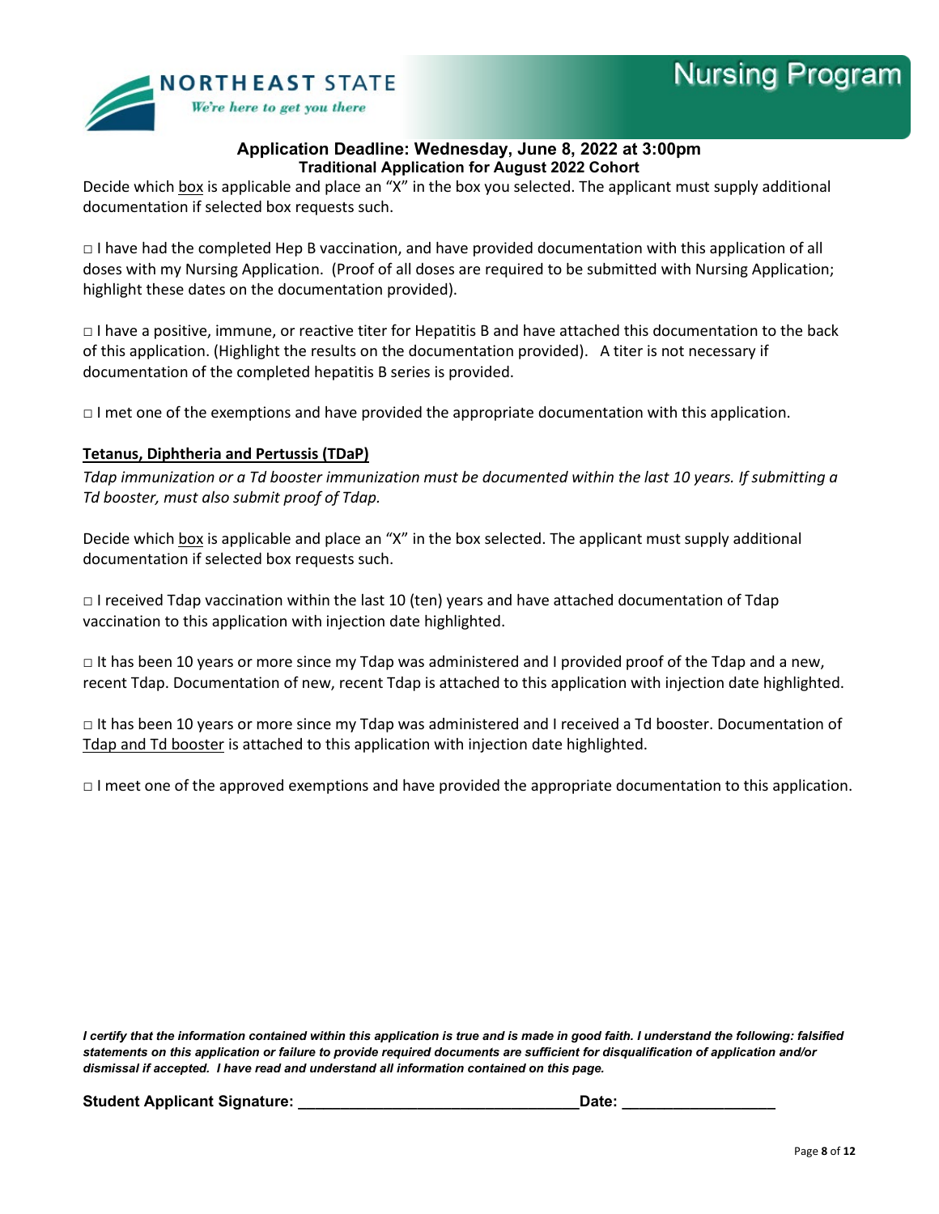**Application Deadline: Wednesday, June 8, 2022 at 3:00pm**
**Traditional Application for August 2022 Cohort**

Decide which <u>box</u> is applicable and place an "X" in the box you selected. The applicant must supply additional documentation if selected box requests such.

□ I have had the completed Hep B vaccination, and have provided documentation with this application of all doses with my Nursing Application. (Proof of all doses are required to be submitted with Nursing Application; highlight these dates on the documentation provided).

□ I have a positive, immune, or reactive titer for Hepatitis B and have attached this documentation to the back of this application. (Highlight the results on the documentation provided). A titer is not necessary if documentation of the completed hepatitis B series is provided.

□ I met one of the exemptions and have provided the appropriate documentation with this application.

**<u>Tetanus, Diphtheria and Pertussis (TDaP)</u>**

*Tdap immunization or a Td booster immunization must be documented within the last 10 years. If submitting a Td booster, must also submit proof of Tdap.*

Decide which <u>box</u> is applicable and place an "X" in the box selected. The applicant must supply additional documentation if selected box requests such.

□ I received Tdap vaccination within the last 10 (ten) years and have attached documentation of Tdap vaccination to this application with injection date highlighted.

□ It has been 10 years or more since my Tdap was administered and I provided proof of the Tdap and a new, recent Tdap. Documentation of new, recent Tdap is attached to this application with injection date highlighted.

□ It has been 10 years or more since my Tdap was administered and I received a Td booster. Documentation of <u>Tdap and Td booster</u> is attached to this application with injection date highlighted.

□ I meet one of the approved exemptions and have provided the appropriate documentation to this application.

***I certify that the information contained within this application is true and is made in good faith. I understand the following: falsified statements on this application or failure to provide required documents are sufficient for disqualification of application and/or dismissal if accepted. I have read and understand all information contained on this page.***

**Student Applicant Signature:** ________________________________**Date:** _________________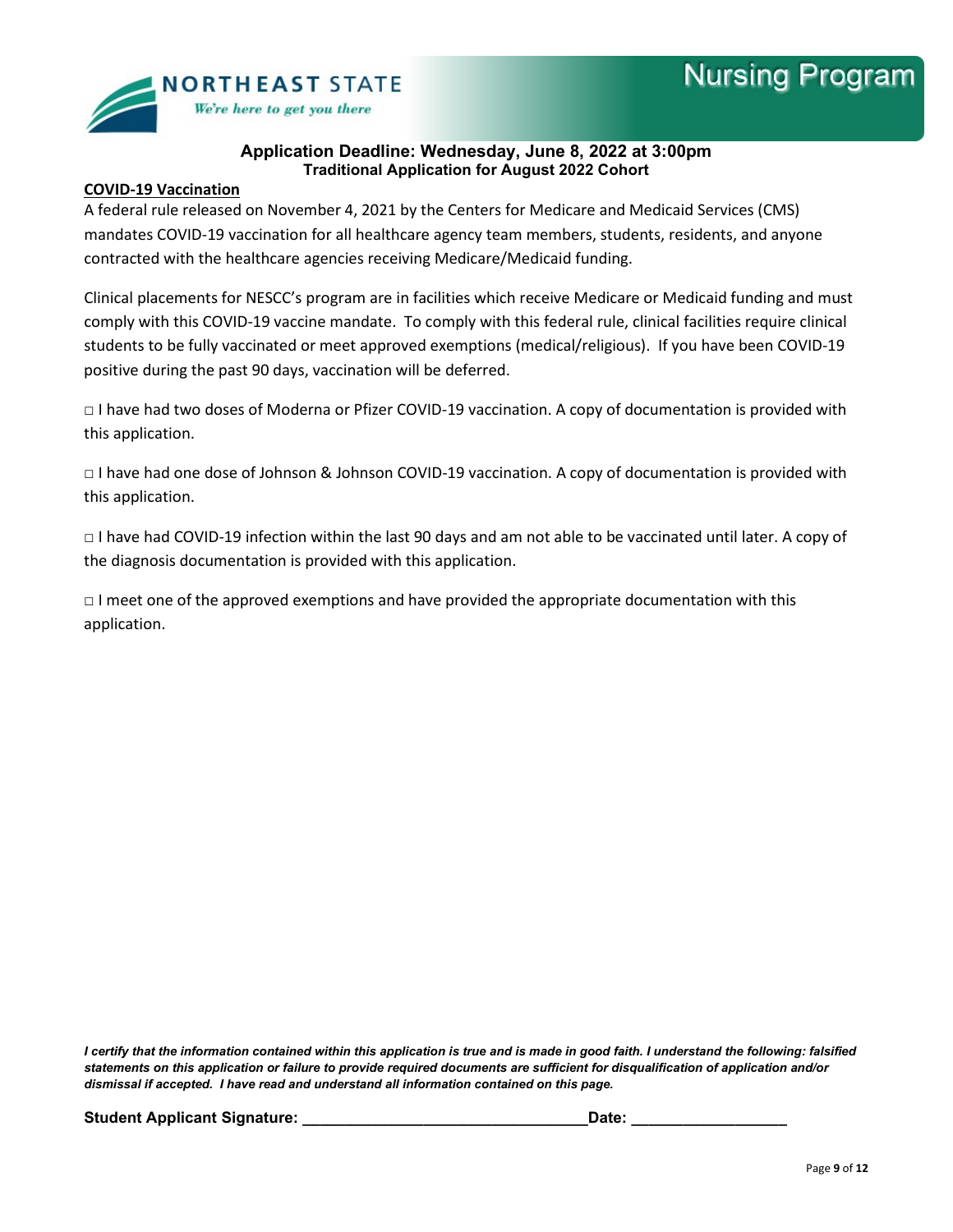**Application Deadline: Wednesday, June 8, 2022 at 3:00pm**
**Traditional Application for August 2022 Cohort**

**COVID-19 Vaccination**

A federal rule released on November 4, 2021 by the Centers for Medicare and Medicaid Services (CMS) mandates COVID-19 vaccination for all healthcare agency team members, students, residents, and anyone contracted with the healthcare agencies receiving Medicare/Medicaid funding.

Clinical placements for NESCC's program are in facilities which receive Medicare or Medicaid funding and must comply with this COVID-19 vaccine mandate. To comply with this federal rule, clinical facilities require clinical students to be fully vaccinated or meet approved exemptions (medical/religious). If you have been COVID-19 positive during the past 90 days, vaccination will be deferred.

□ I have had two doses of Moderna or Pfizer COVID-19 vaccination. A copy of documentation is provided with this application.

□ I have had one dose of Johnson & Johnson COVID-19 vaccination. A copy of documentation is provided with this application.

□ I have had COVID-19 infection within the last 90 days and am not able to be vaccinated until later. A copy of the diagnosis documentation is provided with this application.

□ I meet one of the approved exemptions and have provided the appropriate documentation with this application.

***I certify that the information contained within this application is true and is made in good faith. I understand the following: falsified statements on this application or failure to provide required documents are sufficient for disqualification of application and/or dismissal if accepted. I have read and understand all information contained on this page.***

**Student Applicant Signature: ________________________________Date: _________________**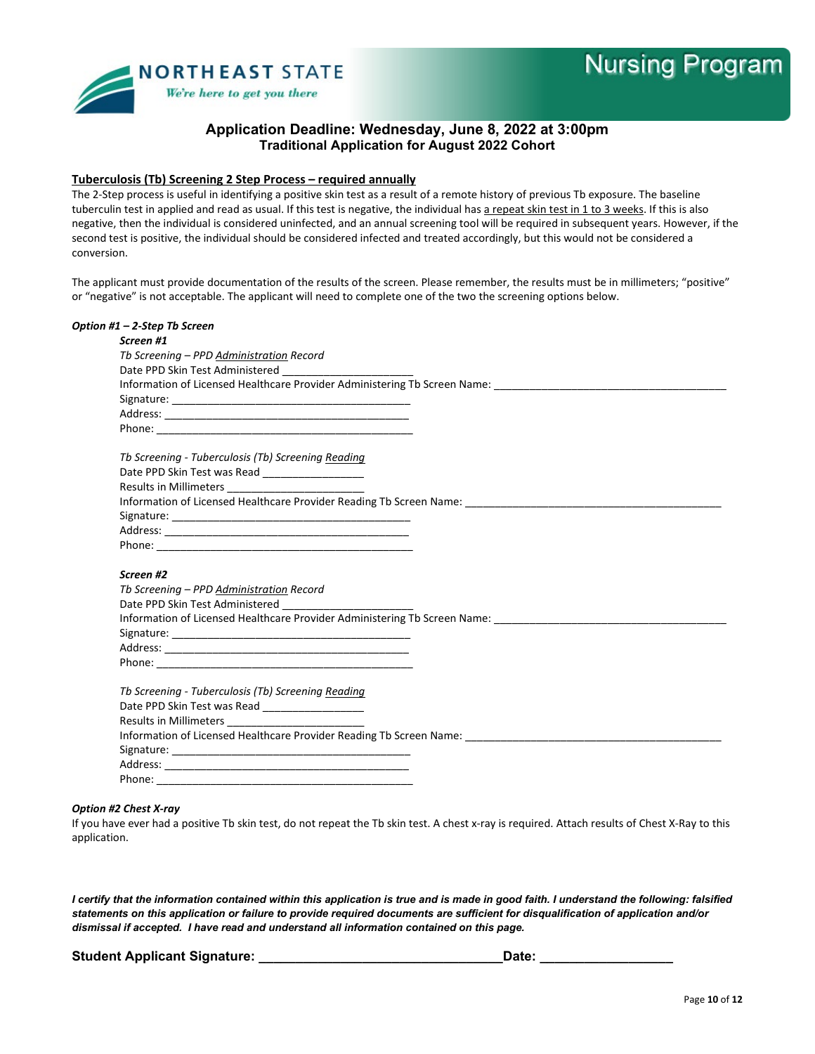NORTHEAST STATE
*We're here to get you there*

**Nursing Program**

**Application Deadline: Wednesday, June 8, 2022 at 3:00pm**
**Traditional Application for August 2022 Cohort**

**Tuberculosis (Tb) Screening 2 Step Process – required annually**

The 2-Step process is useful in identifying a positive skin test as a result of a remote history of previous Tb exposure. The baseline tuberculin test in applied and read as usual. If this test is negative, the individual has a repeat skin test in 1 to 3 weeks. If this is also negative, then the individual is considered uninfected, and an annual screening tool will be required in subsequent years. However, if the second test is positive, the individual should be considered infected and treated accordingly, but this would not be considered a conversion.

The applicant must provide documentation of the results of the screen. Please remember, the results must be in millimeters; "positive" or "negative" is not acceptable. The applicant will need to complete one of the two the screening options below.

***Option #1 – 2-Step Tb Screen***

***Screen #1***

*Tb Screening – PPD Administration Record*
Date PPD Skin Test Administered ______________________
Information of Licensed Healthcare Provider Administering Tb Screen Name: ________________________________________
Signature: ________________________________________
Address: ________________________________________
Phone: ________________________________________

*Tb Screening - Tuberculosis (Tb) Screening Reading*
Date PPD Skin Test was Read _________________
Results in Millimeters _______________________
Information of Licensed Healthcare Provider Reading Tb Screen Name: ____________________________________________
Signature: ________________________________________
Address: ________________________________________
Phone: ________________________________________

***Screen #2***

*Tb Screening – PPD Administration Record*
Date PPD Skin Test Administered ______________________
Information of Licensed Healthcare Provider Administering Tb Screen Name: ________________________________________
Signature: ________________________________________
Address: ________________________________________
Phone: ________________________________________

*Tb Screening - Tuberculosis (Tb) Screening Reading*
Date PPD Skin Test was Read _________________
Results in Millimeters _______________________
Information of Licensed Healthcare Provider Reading Tb Screen Name: ____________________________________________
Signature: ________________________________________
Address: ________________________________________
Phone: ________________________________________

***Option #2 Chest X-ray***

If you have ever had a positive Tb skin test, do not repeat the Tb skin test. A chest x-ray is required. Attach results of Chest X-Ray to this application.

***I certify that the information contained within this application is true and is made in good faith. I understand the following: falsified statements on this application or failure to provide required documents are sufficient for disqualification of application and/or dismissal if accepted. I have read and understand all information contained on this page.***

**Student Applicant Signature: ________________________________Date: _________________**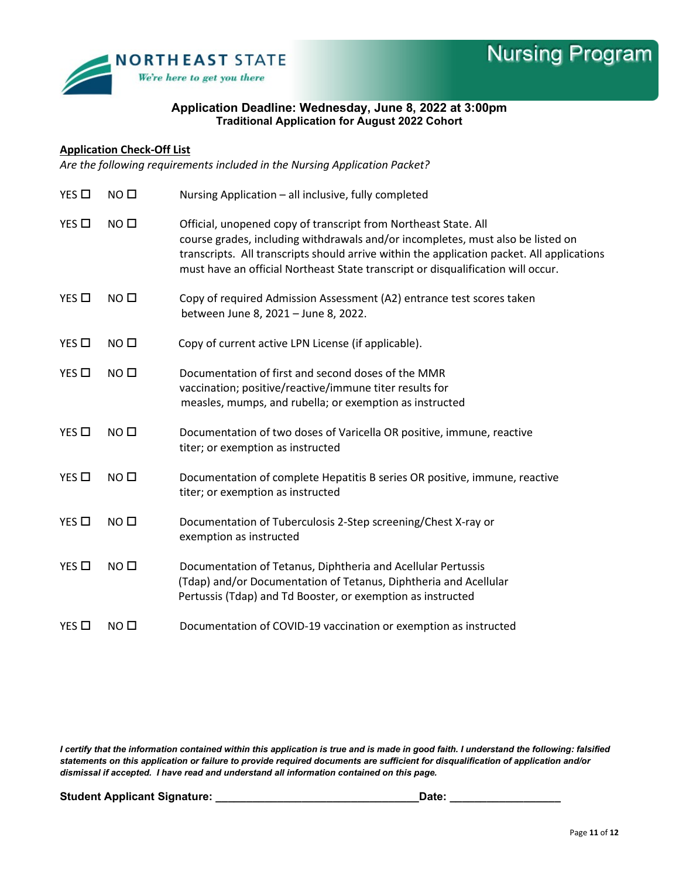**NORTHEAST STATE**
*We're here to get you there*

**Nursing Program**

**Application Deadline: Wednesday, June 8, 2022 at 3:00pm**
**Traditional Application for August 2022 Cohort**

**Application Check-Off List**

*Are the following requirements included in the Nursing Application Packet?*

| | | |
|---|---|---|
| YES ☐ | NO ☐ | Nursing Application – all inclusive, fully completed |
| YES ☐ | NO ☐ | Official, unopened copy of transcript from Northeast State. All course grades, including withdrawals and/or incompletes, must also be listed on transcripts. All transcripts should arrive within the application packet. All applications must have an official Northeast State transcript or disqualification will occur. |
| YES ☐ | NO ☐ | Copy of required Admission Assessment (A2) entrance test scores taken between June 8, 2021 – June 8, 2022. |
| YES ☐ | NO ☐ | Copy of current active LPN License (if applicable). |
| YES ☐ | NO ☐ | Documentation of first and second doses of the MMR vaccination; positive/reactive/immune titer results for measles, mumps, and rubella; or exemption as instructed |
| YES ☐ | NO ☐ | Documentation of two doses of Varicella OR positive, immune, reactive titer; or exemption as instructed |
| YES ☐ | NO ☐ | Documentation of complete Hepatitis B series OR positive, immune, reactive titer; or exemption as instructed |
| YES ☐ | NO ☐ | Documentation of Tuberculosis 2-Step screening/Chest X-ray or exemption as instructed |
| YES ☐ | NO ☐ | Documentation of Tetanus, Diphtheria and Acellular Pertussis (Tdap) and/or Documentation of Tetanus, Diphtheria and Acellular Pertussis (Tdap) and Td Booster, or exemption as instructed |
| YES ☐ | NO ☐ | Documentation of COVID-19 vaccination or exemption as instructed |

***I certify that the information contained within this application is true and is made in good faith. I understand the following: falsified statements on this application or failure to provide required documents are sufficient for disqualification of application and/or dismissal if accepted. I have read and understand all information contained on this page.***

**Student Applicant Signature: ________________________________Date: _________________**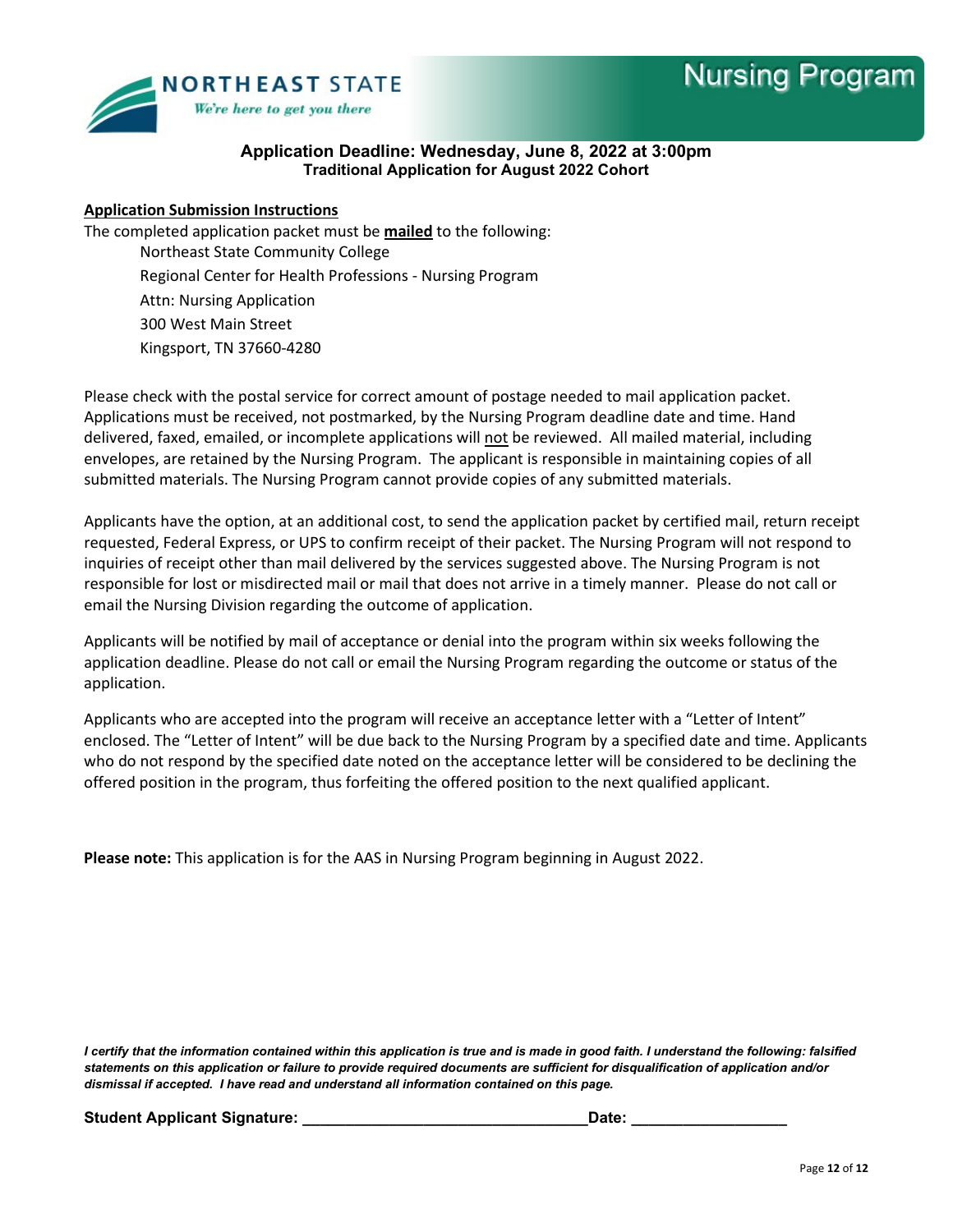NORTHEAST STATE

*We're here to get you there*

# Nursing Program

**Application Deadline: Wednesday, June 8, 2022 at 3:00pm**

**Traditional Application for August 2022 Cohort**

**Application Submission Instructions**

The completed application packet must be **mailed** to the following:

Northeast State Community College
Regional Center for Health Professions - Nursing Program
Attn: Nursing Application
300 West Main Street
Kingsport, TN 37660-4280

Please check with the postal service for correct amount of postage needed to mail application packet. Applications must be received, not postmarked, by the Nursing Program deadline date and time. Hand delivered, faxed, emailed, or incomplete applications will not be reviewed. All mailed material, including envelopes, are retained by the Nursing Program. The applicant is responsible in maintaining copies of all submitted materials. The Nursing Program cannot provide copies of any submitted materials.

Applicants have the option, at an additional cost, to send the application packet by certified mail, return receipt requested, Federal Express, or UPS to confirm receipt of their packet. The Nursing Program will not respond to inquiries of receipt other than mail delivered by the services suggested above. The Nursing Program is not responsible for lost or misdirected mail or mail that does not arrive in a timely manner. Please do not call or email the Nursing Division regarding the outcome of application.

Applicants will be notified by mail of acceptance or denial into the program within six weeks following the application deadline. Please do not call or email the Nursing Program regarding the outcome or status of the application.

Applicants who are accepted into the program will receive an acceptance letter with a "Letter of Intent" enclosed. The "Letter of Intent" will be due back to the Nursing Program by a specified date and time. Applicants who do not respond by the specified date noted on the acceptance letter will be considered to be declining the offered position in the program, thus forfeiting the offered position to the next qualified applicant.

**Please note:** This application is for the AAS in Nursing Program beginning in August 2022.

***I certify that the information contained within this application is true and is made in good faith. I understand the following: falsified statements on this application or failure to provide required documents are sufficient for disqualification of application and/or dismissal if accepted. I have read and understand all information contained on this page.***

**Student Applicant Signature: ________________________________Date: _________________**